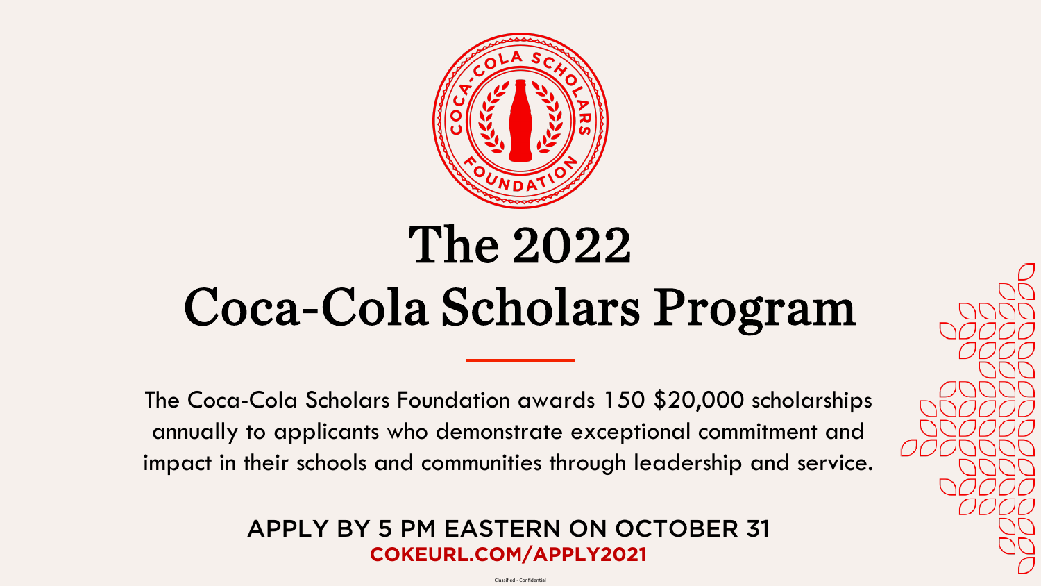# The 2022 Coca-Cola Scholars Program

The Coca-Cola Scholars Foundation awards 150 $20,000 scholarships annually to applicants who demonstrate exceptional commitment and impact in their schools and communities through leadership and service.

APPLY BY 5 PM EASTERN ON OCTOBER 31

**COKEURL.COM/APPLY2021**

Classified - Confidential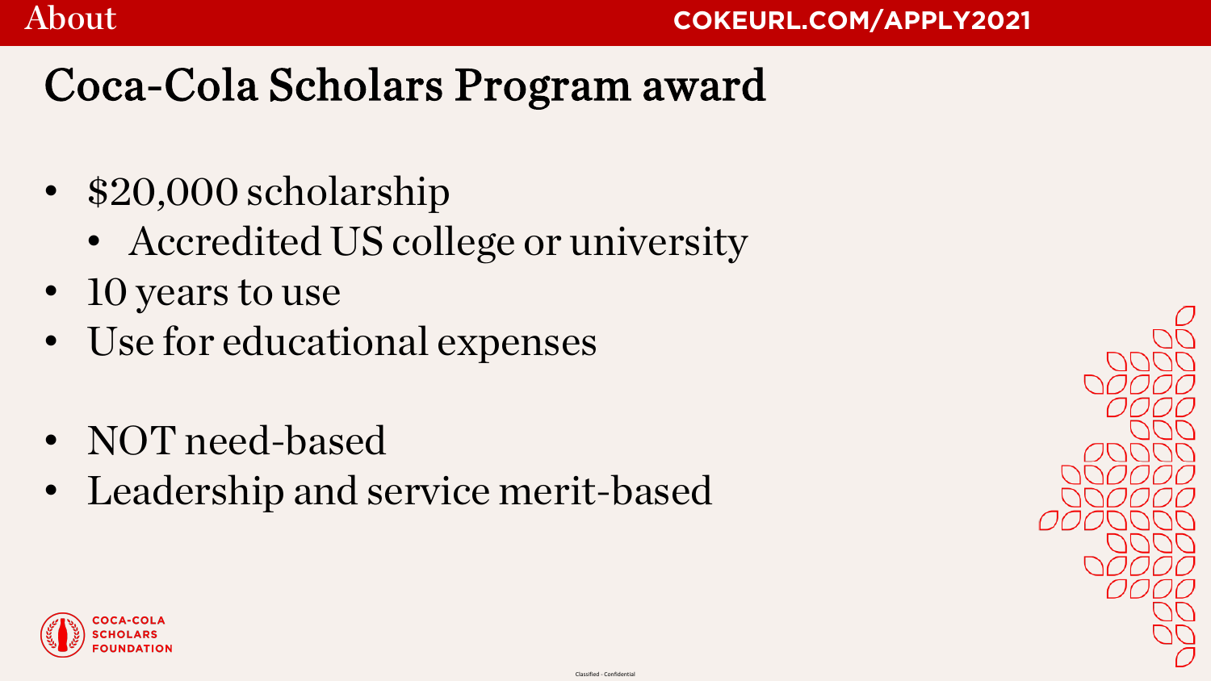# Coca-Cola Scholars Program award

- $20,000 scholarship
  - Accredited US college or university
- 10 years to use
- Use for educational expenses

- NOT need-based
- Leadership and service merit-based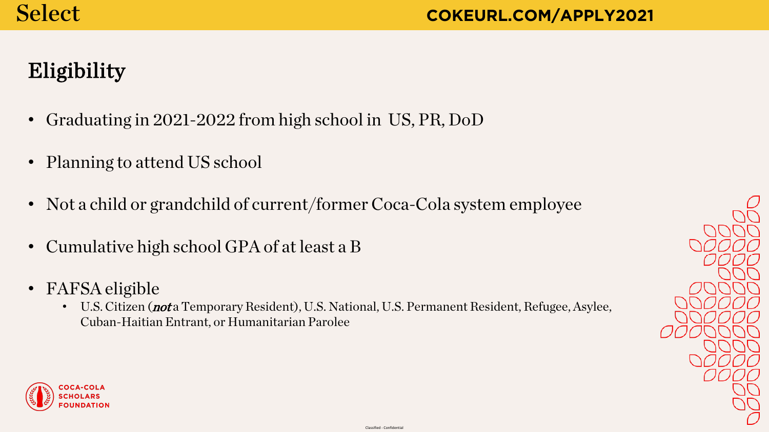Select

COKEURL.COM/APPLY2021

# Eligibility

- Graduating in 2021-2022 from high school in US, PR, DoD
- Planning to attend US school
- Not a child or grandchild of current/former Coca-Cola system employee
- Cumulative high school GPA of at least a B
- FAFSA eligible
  - U.S. Citizen (*not* a Temporary Resident), U.S. National, U.S. Permanent Resident, Refugee, Asylee, Cuban-Haitian Entrant, or Humanitarian Parolee

COCA-COLA SCHOLARS FOUNDATION

Classified - Confidential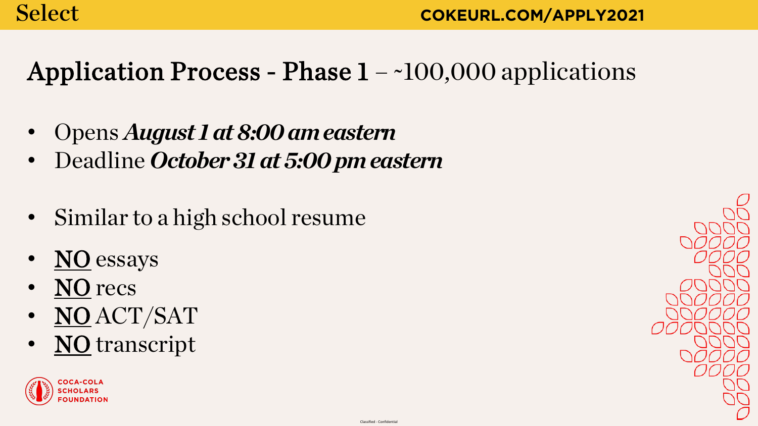Select

COKEURL.COM/APPLY2021

# **Application Process - Phase 1** – ~100,000 applications

- Opens ***August 1 at 8:00 am eastern***
- Deadline ***October 31 at 5:00 pm eastern***

- Similar to a high school resume

- <u>NO</u> essays
- <u>NO</u> recs
- <u>NO</u> ACT/SAT
- <u>NO</u> transcript

COCA-COLA SCHOLARS FOUNDATION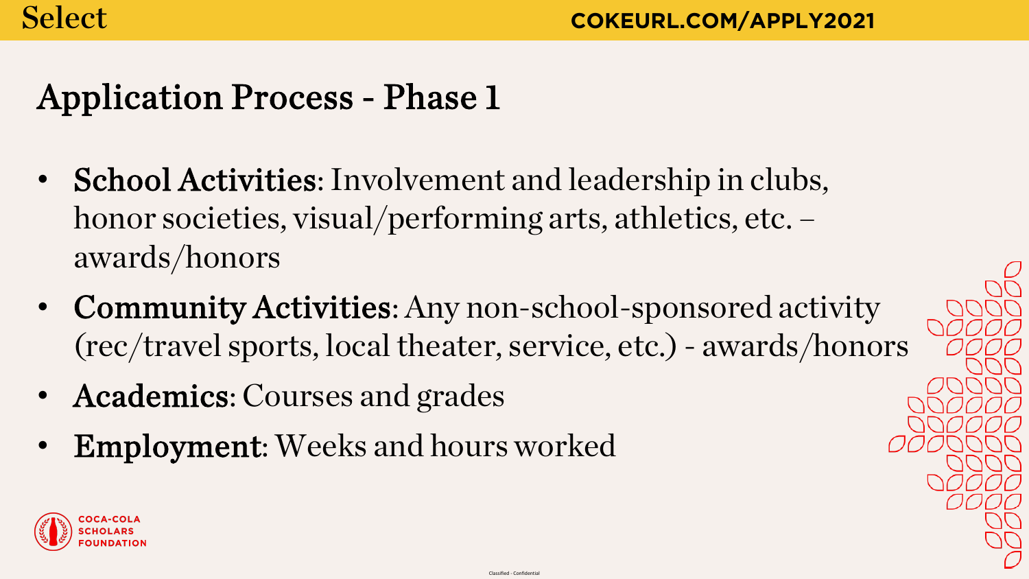Select

COKEURL.COM/APPLY2021

# Application Process - Phase 1

- **School Activities**: Involvement and leadership in clubs, honor societies, visual/performing arts, athletics, etc. – awards/honors
- **Community Activities**: Any non-school-sponsored activity (rec/travel sports, local theater, service, etc.) - awards/honors
- **Academics**: Courses and grades
- **Employment**: Weeks and hours worked

COCA-COLA SCHOLARS FOUNDATION

Classified - Confidential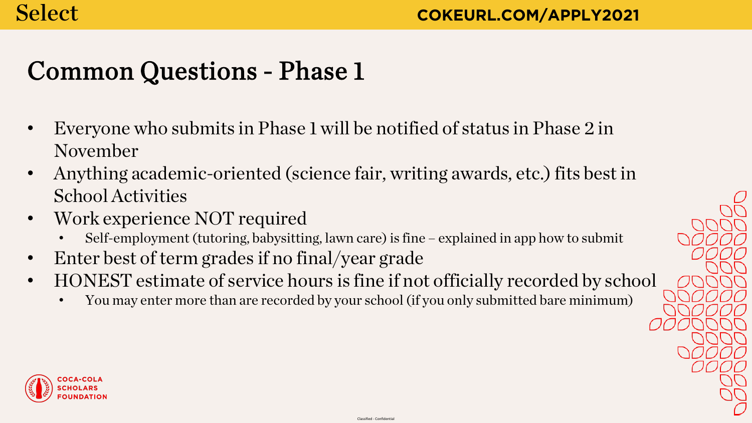# Common Questions - Phase 1

- Everyone who submits in Phase 1 will be notified of status in Phase 2 in November
- Anything academic-oriented (science fair, writing awards, etc.) fits best in School Activities
- Work experience NOT required
  - Self-employment (tutoring, babysitting, lawn care) is fine – explained in app how to submit
- Enter best of term grades if no final/year grade
- HONEST estimate of service hours is fine if not officially recorded by school
  - You may enter more than are recorded by your school (if you only submitted bare minimum)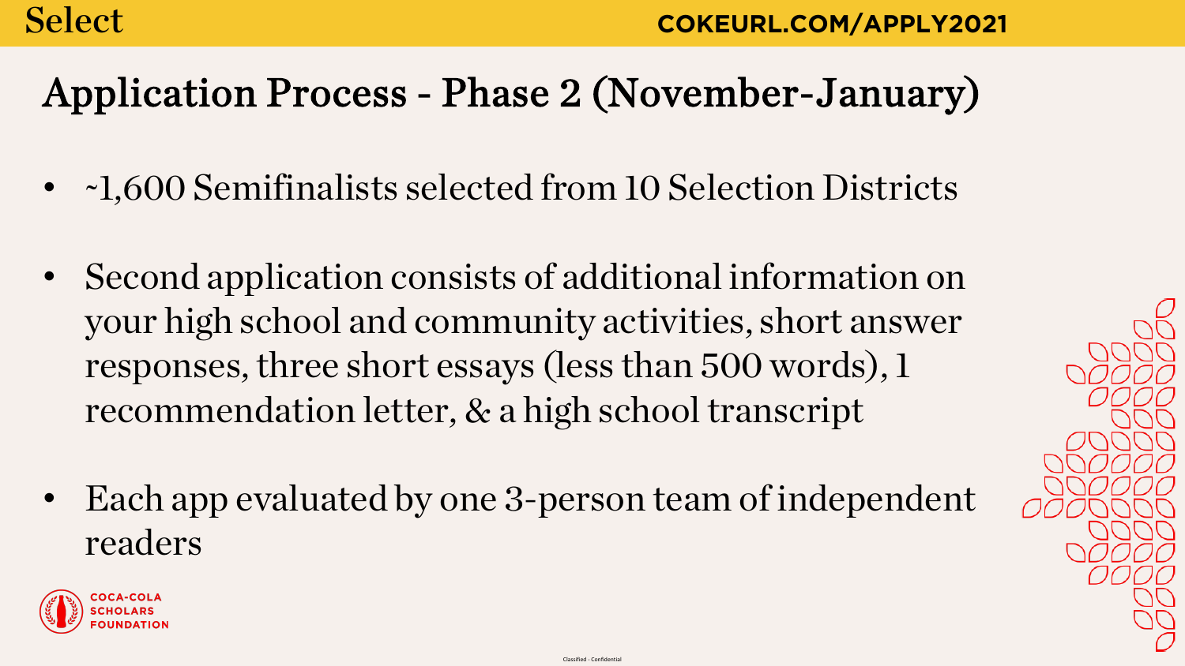Select

**COKEURL.COM/APPLY2021**

# Application Process - Phase 2 (November-January)

- ~1,600 Semifinalists selected from 10 Selection Districts
- Second application consists of additional information on your high school and community activities, short answer responses, three short essays (less than 500 words), 1 recommendation letter, & a high school transcript
- Each app evaluated by one 3-person team of independent readers

COCA-COLA SCHOLARS FOUNDATION

Classified - Confidential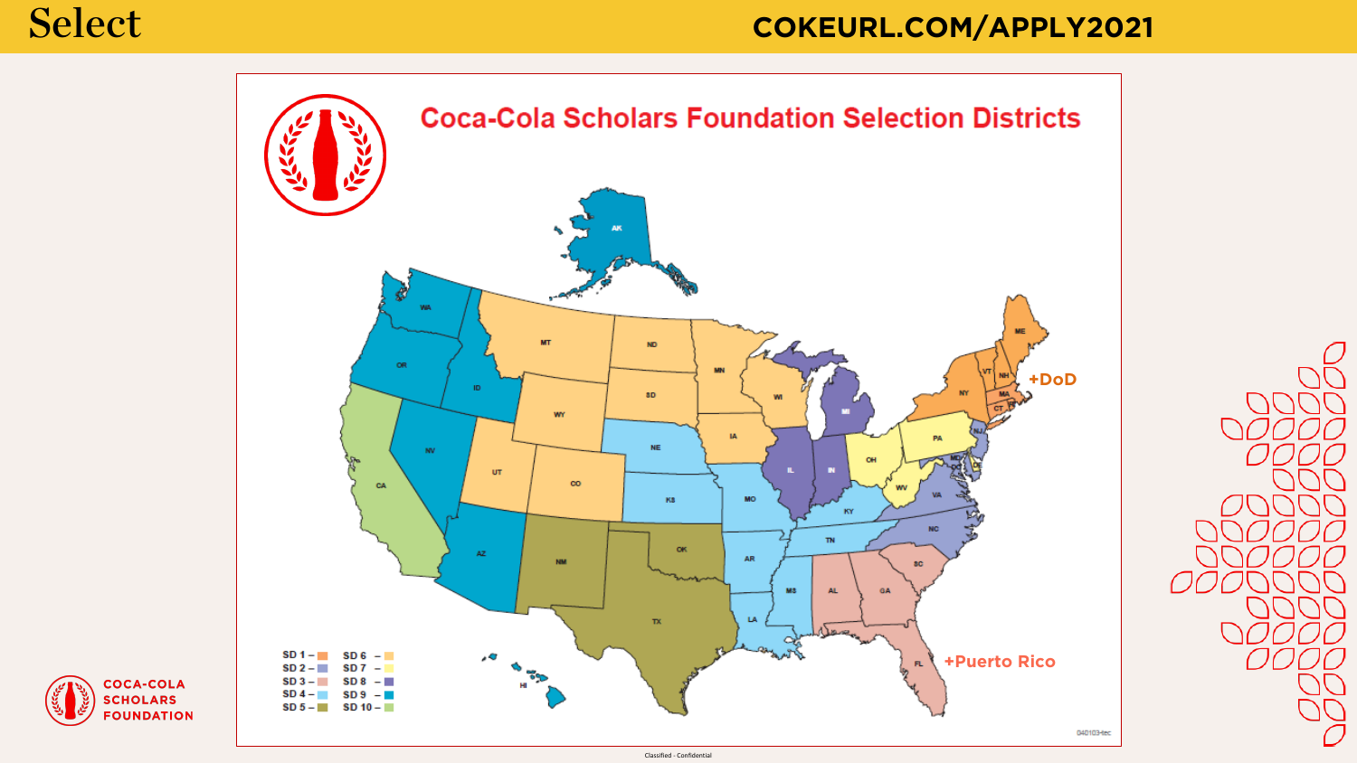# Select

COKEURL.COM/APPLY2021

## Coca-Cola Scholars Foundation Selection Districts

AK

WA

OR

ID

MT

ND

SD

MN

WI

MI

NY

VT

NH

ME

MA

CT

RI

NJ

PA

OH

IN

IL

IA

NE

WY

NV

CA

UT

CO

KS

MO

KY

WV

VA

MD

DE

DC

NC

TN

SC

AR

OK

NM

AZ

TX

LA

MS

AL

GA

FL

HI

+DoD

+Puerto Rico

SD 1 –
SD 2 –
SD 3 –
SD 4 –
SD 5 –
SD 6 –
SD 7 –
SD 8 –
SD 9 –
SD 10 –

040103-tec

COCA-COLA SCHOLARS FOUNDATION

Classified - Confidential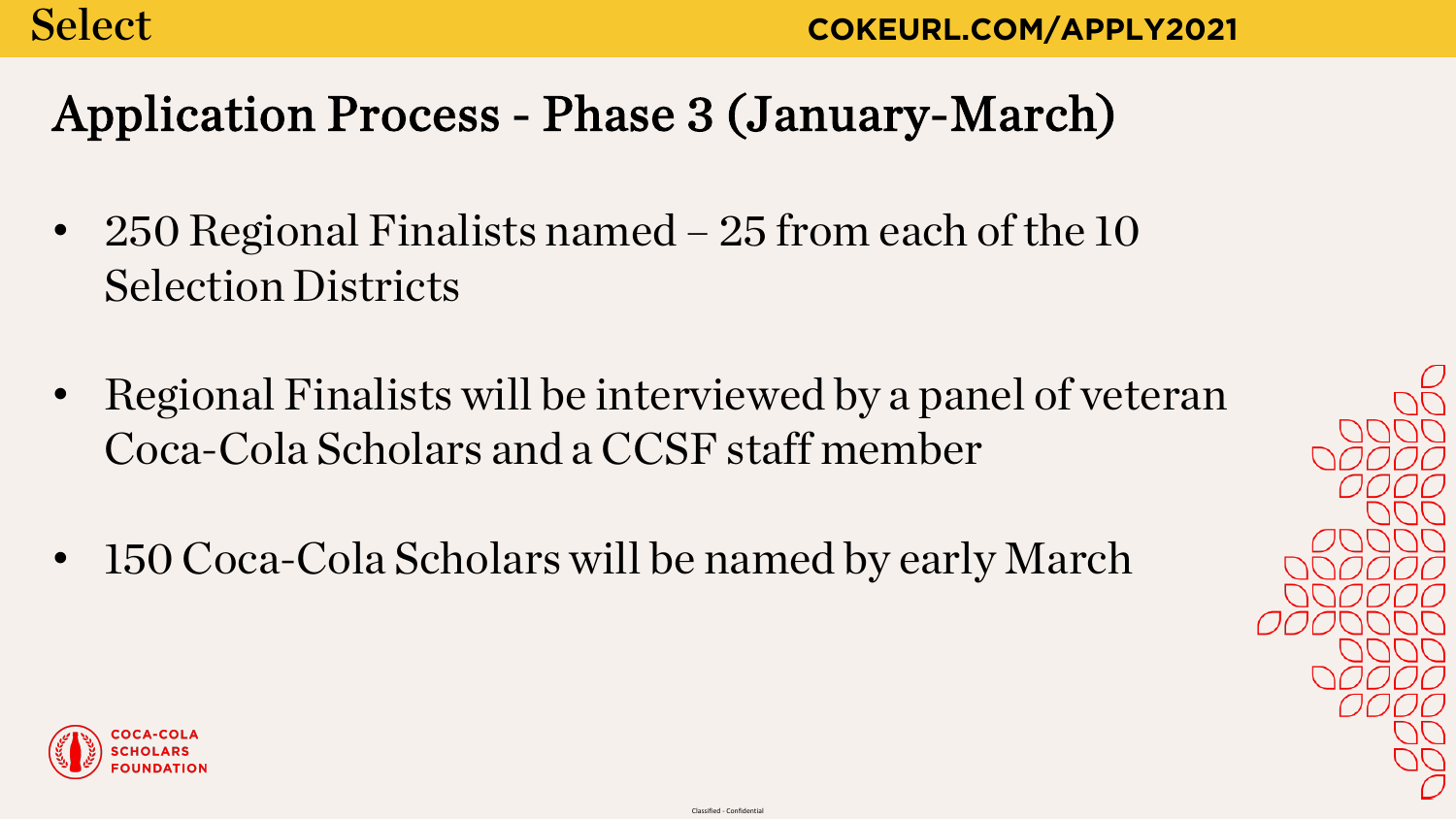# Application Process - Phase 3 (January-March)

- 250 Regional Finalists named – 25 from each of the 10 Selection Districts
- Regional Finalists will be interviewed by a panel of veteran Coca-Cola Scholars and a CCSF staff member
- 150 Coca-Cola Scholars will be named by early March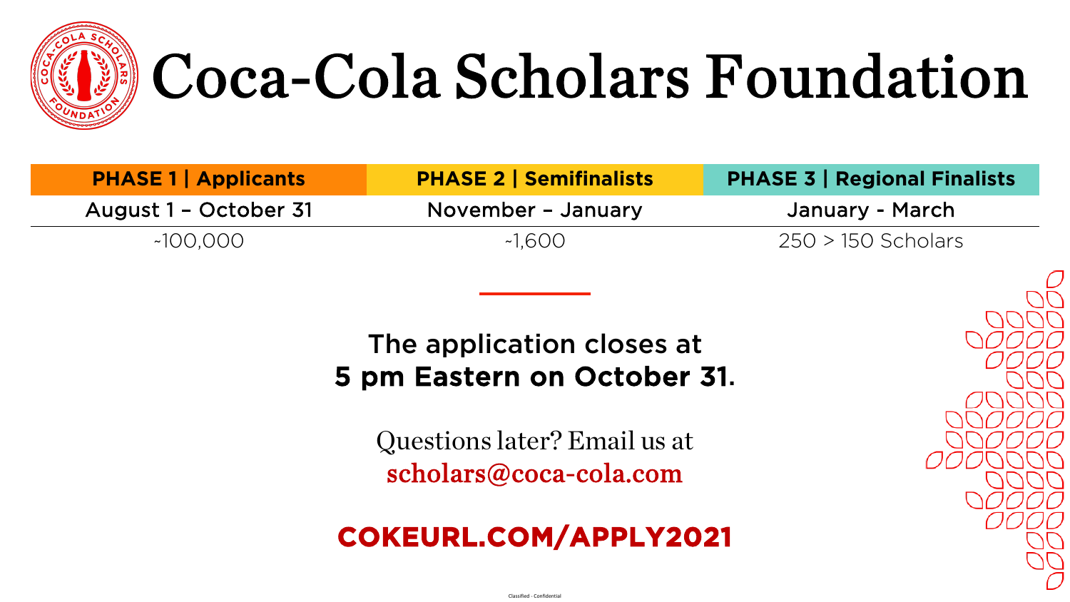# Coca-Cola Scholars Foundation

| PHASE 1 \| Applicants | PHASE 2 \| Semifinalists | PHASE 3 \| Regional Finalists |
| --- | --- | --- |
| August 1 – October 31 | November – January | January - March |
| ~100,000 | ~1,600 | 250 > 150 Scholars |

**The application closes at**
**5 pm Eastern on October 31.**

Questions later? Email us at
scholars@coca-cola.com

**COKEURL.COM/APPLY2021**

Classified - Confidential